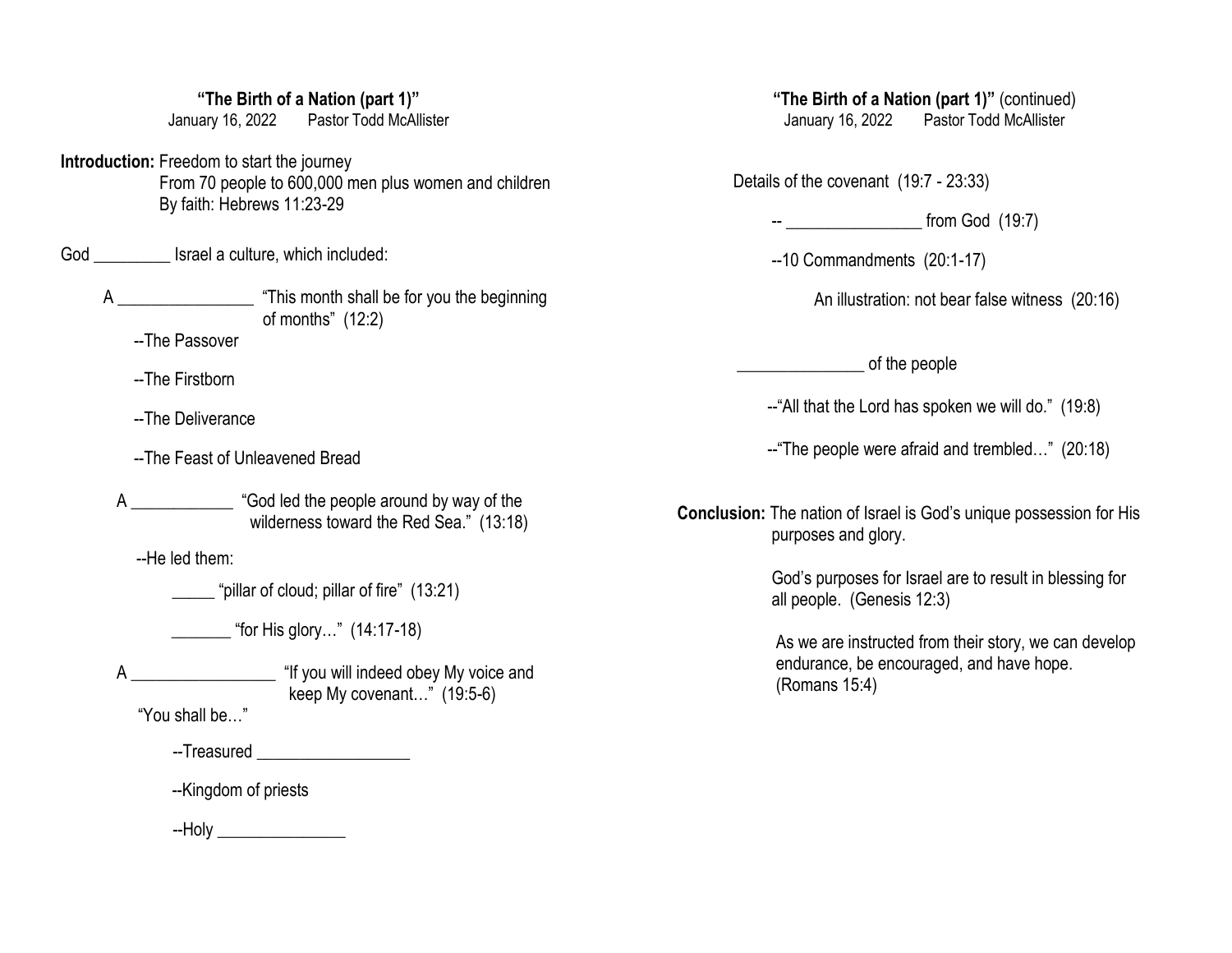**"The Birth of a Nation (part 1)"**
January 16, 2022 Pastor Todd McAllister

**Introduction:** Freedom to start the journey
From 70 people to 600,000 men plus women and children
By faith: Hebrews 11:23-29

God _________ Israel a culture, which included:

A ________________ "This month shall be for you the beginning of months" (12:2)

--The Passover

--The Firstborn

--The Deliverance

--The Feast of Unleavened Bread

A ____________ "God led the people around by way of the wilderness toward the Red Sea." (13:18)

--He led them:

_____ "pillar of cloud; pillar of fire" (13:21)

_______ "for His glory…" (14:17-18)

A _________________ "If you will indeed obey My voice and keep My covenant…" (19:5-6)

"You shall be…"

--Treasured __________________

--Kingdom of priests

--Holy _______________

**"The Birth of a Nation (part 1)"** (continued)
January 16, 2022 Pastor Todd McAllister

Details of the covenant (19:7 - 23:33)

-- ________________ from God (19:7)

--10 Commandments (20:1-17)

An illustration: not bear false witness (20:16)

_______________ of the people

--"All that the Lord has spoken we will do." (19:8)

--"The people were afraid and trembled…" (20:18)

**Conclusion:** The nation of Israel is God's unique possession for His purposes and glory.

God's purposes for Israel are to result in blessing for all people. (Genesis 12:3)

As we are instructed from their story, we can develop endurance, be encouraged, and have hope. (Romans 15:4)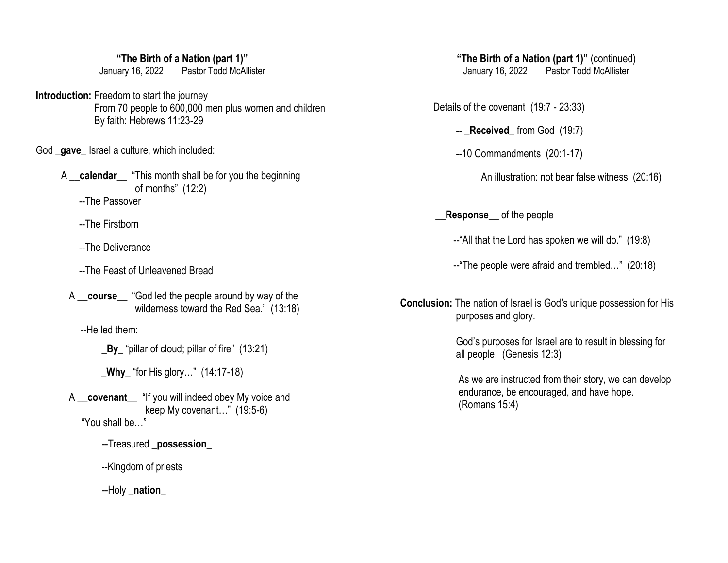**"The Birth of a Nation (part 1)"**
January 16, 2022 Pastor Todd McAllister

**Introduction:** Freedom to start the journey
From 70 people to 600,000 men plus women and children
By faith: Hebrews 11:23-29

God _**gave**_ Israel a culture, which included:

A __**calendar**__ "This month shall be for you the beginning of months" (12:2)

--The Passover

--The Firstborn

--The Deliverance

--The Feast of Unleavened Bread

A __**course**__ "God led the people around by way of the wilderness toward the Red Sea." (13:18)

--He led them:

_**By**_ "pillar of cloud; pillar of fire" (13:21)

_**Why**_ "for His glory…" (14:17-18)

A __**covenant**__ "If you will indeed obey My voice and keep My covenant…" (19:5-6)

"You shall be…"

--Treasured _**possession**_

--Kingdom of priests

--Holy _**nation**_

**"The Birth of a Nation (part 1)"** (continued)
January 16, 2022 Pastor Todd McAllister

Details of the covenant (19:7 - 23:33)

-- _**Received**_ from God (19:7)

--10 Commandments (20:1-17)

An illustration: not bear false witness (20:16)

__**Response**__ of the people

--"All that the Lord has spoken we will do." (19:8)

--"The people were afraid and trembled…" (20:18)

**Conclusion:** The nation of Israel is God's unique possession for His purposes and glory.

God's purposes for Israel are to result in blessing for all people. (Genesis 12:3)

As we are instructed from their story, we can develop endurance, be encouraged, and have hope. (Romans 15:4)